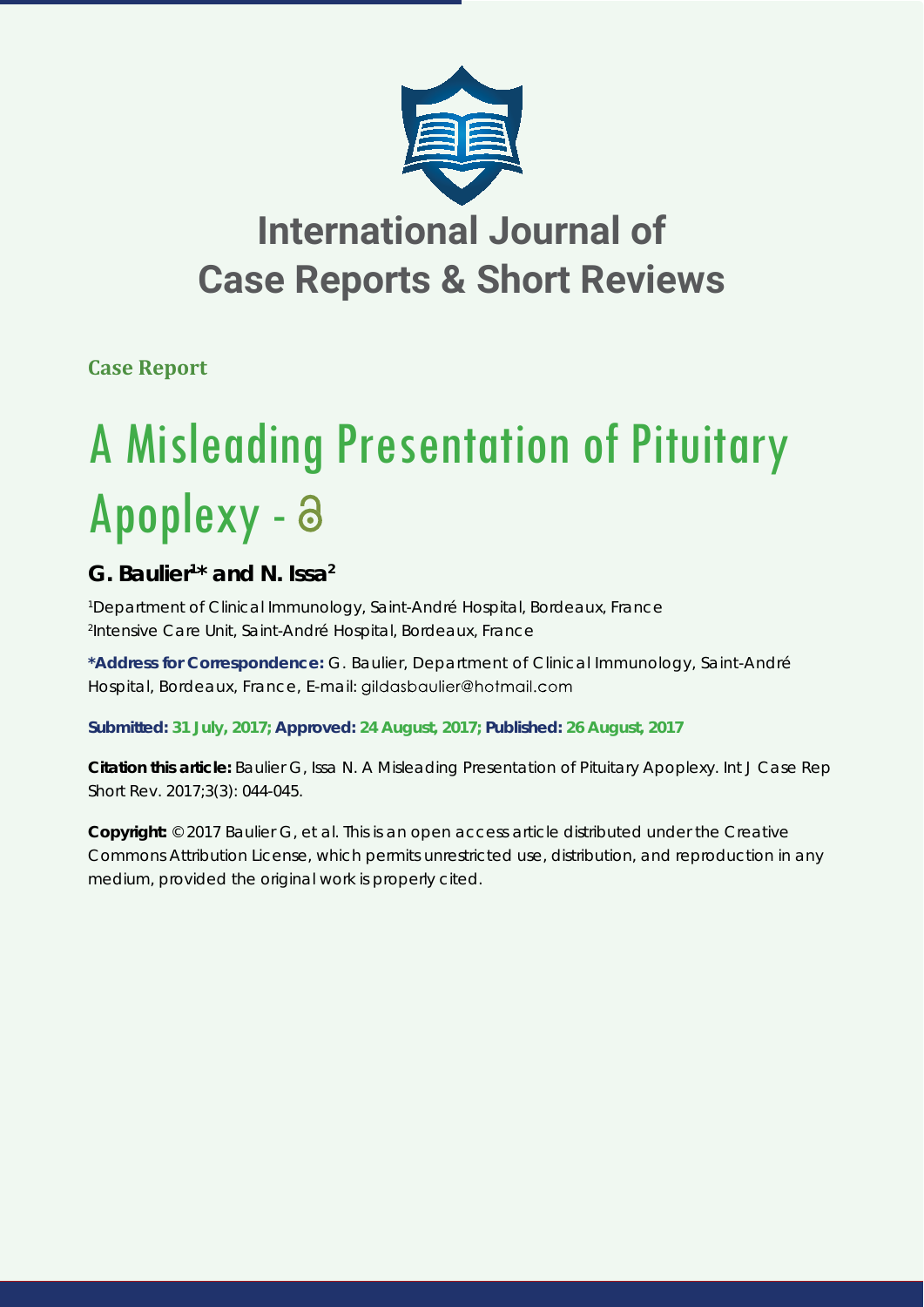# International Journal of Case Reports & Short Reviews

**Case Report**

# A Misleading Presentation of Pituitary Apoplexy -

## G. Baulier[1]* and N. Issa[2]

[1]Department of Clinical Immunology, Saint-André Hospital, Bordeaux, France
[2]Intensive Care Unit, Saint-André Hospital, Bordeaux, France

**\*Address for Correspondence:** G. Baulier, Department of Clinical Immunology, Saint-André Hospital, Bordeaux, France, E-mail: gildasbaulier@hotmail.com

**Submitted: 31 July, 2017; Approved: 24 August, 2017; Published: 26 August, 2017**

**Citation this article:** Baulier G, Issa N. A Misleading Presentation of Pituitary Apoplexy. Int J Case Rep Short Rev. 2017;3(3): 044-045.

**Copyright:** © 2017 Baulier G, et al. This is an open access article distributed under the Creative Commons Attribution License, which permits unrestricted use, distribution, and reproduction in any medium, provided the original work is properly cited.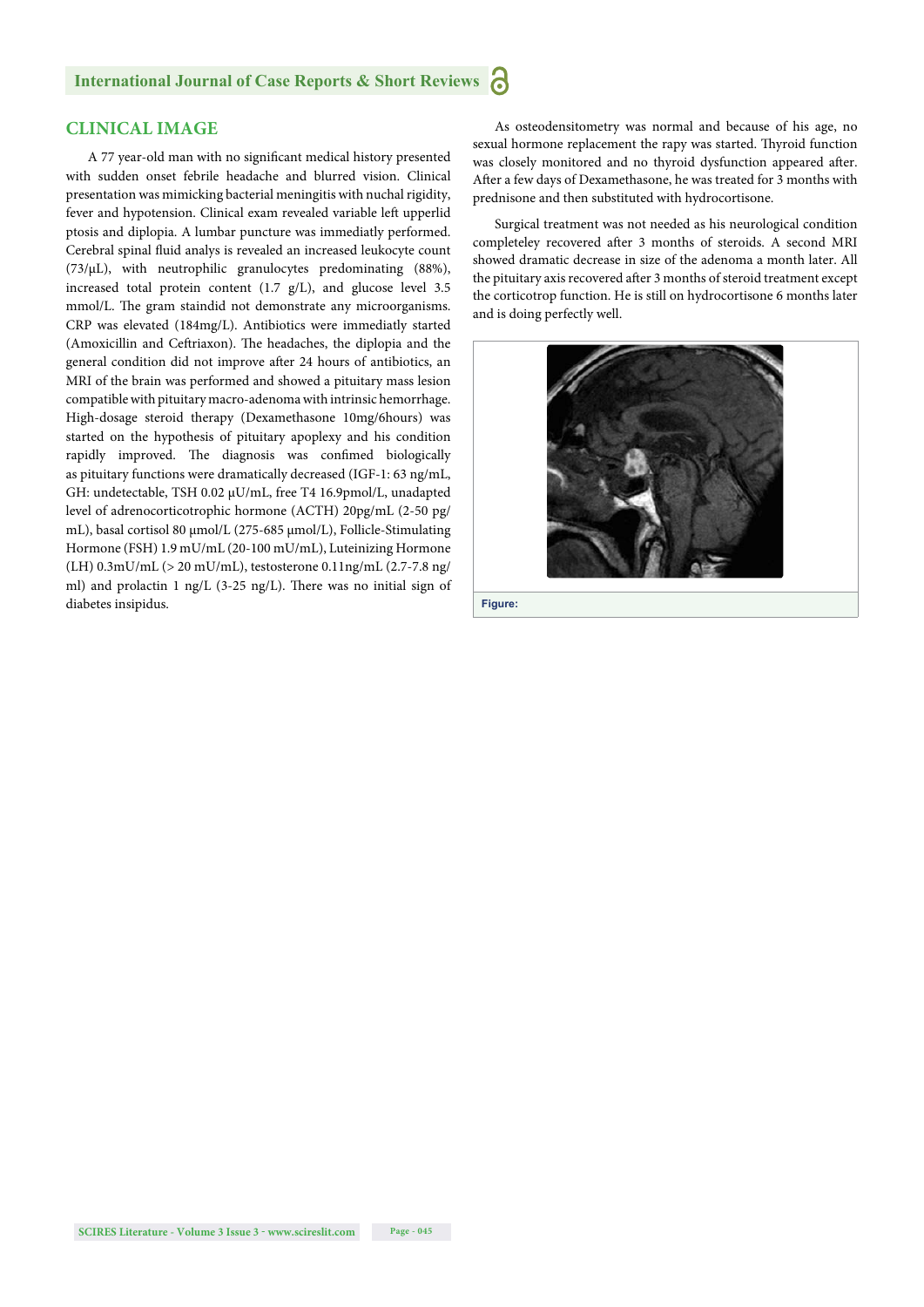## CLINICAL IMAGE

A 77 year-old man with no significant medical history presented with sudden onset febrile headache and blurred vision. Clinical presentation was mimicking bacterial meningitis with nuchal rigidity, fever and hypotension. Clinical exam revealed variable left upperlid ptosis and diplopia. A lumbar puncture was immediatly performed. Cerebral spinal fluid analys is revealed an increased leukocyte count (73/µL), with neutrophilic granulocytes predominating (88%), increased total protein content (1.7 g/L), and glucose level 3.5 mmol/L. The gram staindid not demonstrate any microorganisms. CRP was elevated (184mg/L). Antibiotics were immediatly started (Amoxicillin and Ceftriaxon). The headaches, the diplopia and the general condition did not improve after 24 hours of antibiotics, an MRI of the brain was performed and showed a pituitary mass lesion compatible with pituitary macro-adenoma with intrinsic hemorrhage. High-dosage steroid therapy (Dexamethasone 10mg/6hours) was started on the hypothesis of pituitary apoplexy and his condition rapidly improved. The diagnosis was confimed biologically as pituitary functions were dramatically decreased (IGF-1: 63 ng/mL, GH: undetectable, TSH 0.02 µU/mL, free T4 16.9pmol/L, unadapted level of adrenocorticotrophic hormone (ACTH) 20pg/mL (2-50 pg/mL), basal cortisol 80 µmol/L (275-685 µmol/L), Follicle-Stimulating Hormone (FSH) 1.9 mU/mL (20-100 mU/mL), Luteinizing Hormone (LH) 0.3mU/mL (> 20 mU/mL), testosterone 0.11ng/mL (2.7-7.8 ng/ml) and prolactin 1 ng/L (3-25 ng/L). There was no initial sign of diabetes insipidus.

As osteodensitometry was normal and because of his age, no sexual hormone replacement the rapy was started. Thyroid function was closely monitored and no thyroid dysfunction appeared after. After a few days of Dexamethasone, he was treated for 3 months with prednisone and then substituted with hydrocortisone.

Surgical treatment was not needed as his neurological condition completeley recovered after 3 months of steroids. A second MRI showed dramatic decrease in size of the adenoma a month later. All the pituitary axis recovered after 3 months of steroid treatment except the corticotrop function. He is still on hydrocortisone 6 months later and is doing perfectly well.

**Figure:**